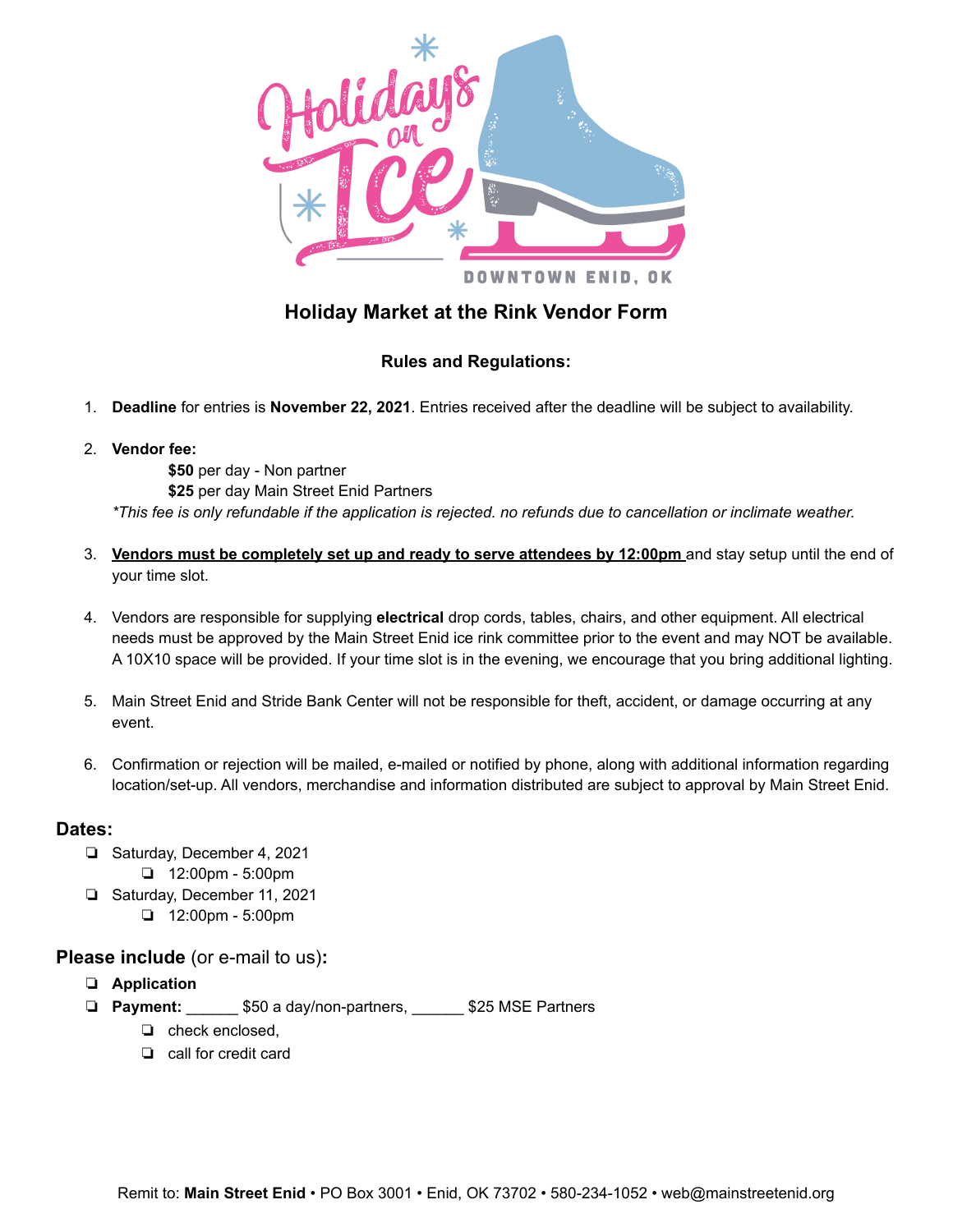Holidays on Ice

DOWNTOWN ENID, OK

# Holiday Market at the Rink Vendor Form

## Rules and Regulations:

1. **Deadline** for entries is **November 22, 2021**. Entries received after the deadline will be subject to availability.

2. **Vendor fee:**
   **$50** per day - Non partner
   **$25** per day Main Street Enid Partners
   *This fee is only refundable if the application is rejected. no refunds due to cancellation or inclimate weather.*

3. **<u>Vendors must be completely set up and ready to serve attendees by 12:00pm</u>** and stay setup until the end of your time slot.

4. Vendors are responsible for supplying **electrical** drop cords, tables, chairs, and other equipment. All electrical needs must be approved by the Main Street Enid ice rink committee prior to the event and may NOT be available. A 10X10 space will be provided. If your time slot is in the evening, we encourage that you bring additional lighting.

5. Main Street Enid and Stride Bank Center will not be responsible for theft, accident, or damage occurring at any event.

6. Confirmation or rejection will be mailed, e-mailed or notified by phone, along with additional information regarding location/set-up. All vendors, merchandise and information distributed are subject to approval by Main Street Enid.

## Dates:

- ❏ Saturday, December 4, 2021
  - ❏ 12:00pm - 5:00pm
- ❏ Saturday, December 11, 2021
  - ❏ 12:00pm - 5:00pm

## Please include (or e-mail to us):

- ❏ **Application**
- ❏ **Payment:** ______ $50 a day/non-partners, ______ $25 MSE Partners
  - ❏ check enclosed,
  - ❏ call for credit card

Remit to: **Main Street Enid** • PO Box 3001 • Enid, OK 73702 • 580-234-1052 • web@mainstreetenid.org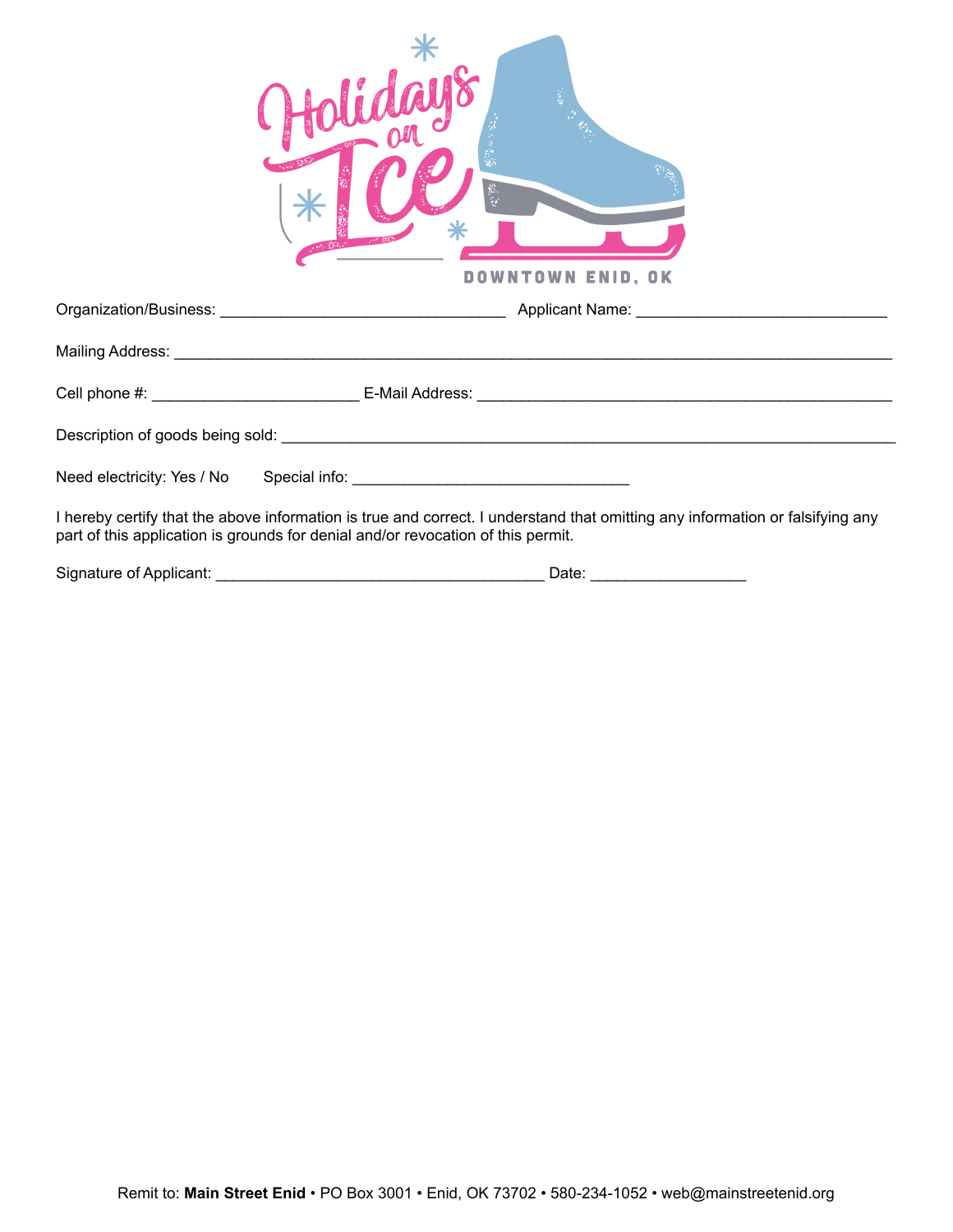# Holidays on Ice

DOWNTOWN ENID, OK

Organization/Business: _________________________________ Applicant Name: _____________________________

Mailing Address: ___________________________________________________________________________________

Cell phone #: ________________________ E-Mail Address: ______________________________________________

Description of goods being sold: _______________________________________________________________________

Need electricity: Yes / No Special info: ________________________________

I hereby certify that the above information is true and correct. I understand that omitting any information or falsifying any part of this application is grounds for denial and/or revocation of this permit.

Signature of Applicant: ______________________________________ Date: _________________

Remit to: **Main Street Enid** • PO Box 3001 • Enid, OK 73702 • 580-234-1052 • web@mainstreetenid.org